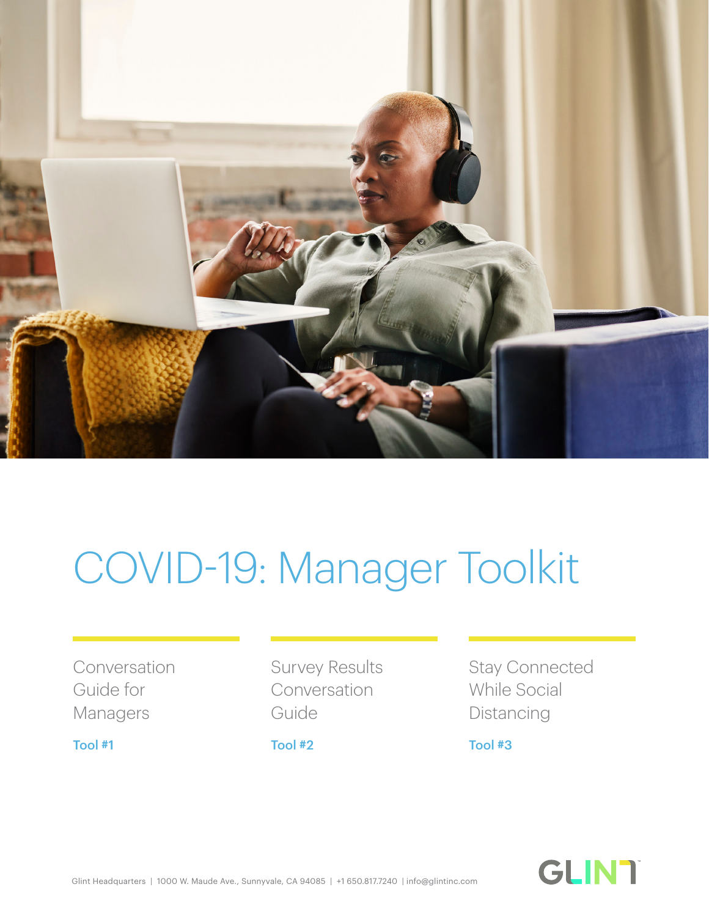# COVID-19: Manager Toolkit

Conversation Guide for Managers

**Tool #1**

Survey Results Conversation Guide

**Tool #2**

Stay Connected While Social Distancing

**Tool #3**

Glint Headquarters | 1000 W. Maude Ave., Sunnyvale, CA 94085 | +1 650.817.7240 | info@glintinc.com

GLINT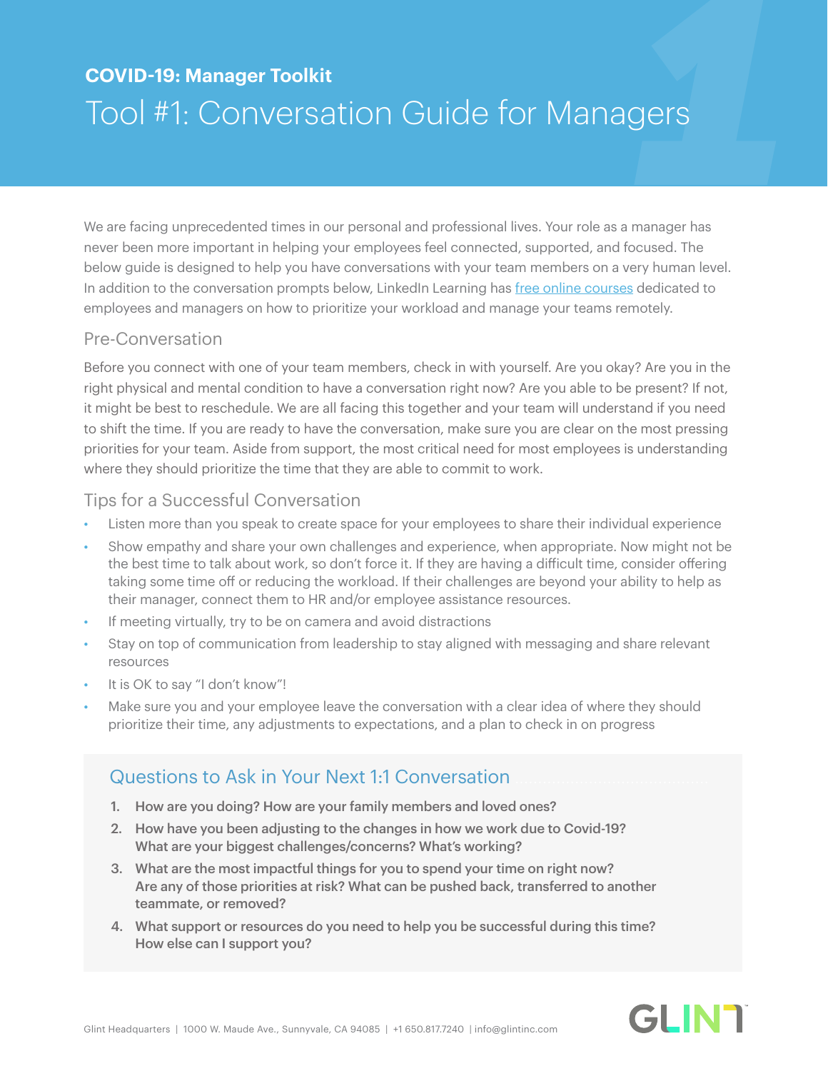**COVID-19: Manager Toolkit**

# Tool #1: Conversation Guide for Managers

We are facing unprecedented times in our personal and professional lives. Your role as a manager has never been more important in helping your employees feel connected, supported, and focused. The below guide is designed to help you have conversations with your team members on a very human level. In addition to the conversation prompts below, LinkedIn Learning has free online courses dedicated to employees and managers on how to prioritize your workload and manage your teams remotely.

## Pre-Conversation

Before you connect with one of your team members, check in with yourself. Are you okay? Are you in the right physical and mental condition to have a conversation right now? Are you able to be present? If not, it might be best to reschedule. We are all facing this together and your team will understand if you need to shift the time. If you are ready to have the conversation, make sure you are clear on the most pressing priorities for your team. Aside from support, the most critical need for most employees is understanding where they should prioritize the time that they are able to commit to work.

## Tips for a Successful Conversation

- Listen more than you speak to create space for your employees to share their individual experience
- Show empathy and share your own challenges and experience, when appropriate. Now might not be the best time to talk about work, so don't force it. If they are having a difficult time, consider offering taking some time off or reducing the workload. If their challenges are beyond your ability to help as their manager, connect them to HR and/or employee assistance resources.
- If meeting virtually, try to be on camera and avoid distractions
- Stay on top of communication from leadership to stay aligned with messaging and share relevant resources
- It is OK to say "I don't know"!
- Make sure you and your employee leave the conversation with a clear idea of where they should prioritize their time, any adjustments to expectations, and a plan to check in on progress

## Questions to Ask in Your Next 1:1 Conversation

1. **How are you doing? How are your family members and loved ones?**
2. **How have you been adjusting to the changes in how we work due to Covid-19? What are your biggest challenges/concerns? What's working?**
3. **What are the most impactful things for you to spend your time on right now? Are any of those priorities at risk? What can be pushed back, transferred to another teammate, or removed?**
4. **What support or resources do you need to help you be successful during this time? How else can I support you?**

Glint Headquarters | 1000 W. Maude Ave., Sunnyvale, CA 94085 | +1 650.817.7240 | info@glintinc.com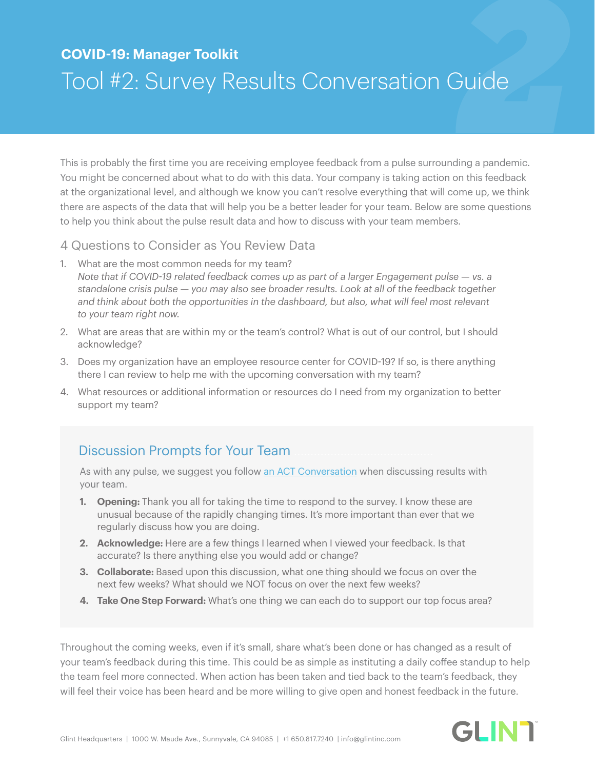**COVID-19: Manager Toolkit**

# Tool #2: Survey Results Conversation Guide

This is probably the first time you are receiving employee feedback from a pulse surrounding a pandemic. You might be concerned about what to do with this data. Your company is taking action on this feedback at the organizational level, and although we know you can't resolve everything that will come up, we think there are aspects of the data that will help you be a better leader for your team. Below are some questions to help you think about the pulse result data and how to discuss with your team members.

## 4 Questions to Consider as You Review Data

1. What are the most common needs for my team?
   *Note that if COVID-19 related feedback comes up as part of a larger Engagement pulse — vs. a standalone crisis pulse — you may also see broader results. Look at all of the feedback together and think about both the opportunities in the dashboard, but also, what will feel most relevant to your team right now.*
2. What are areas that are within my or the team's control? What is out of our control, but I should acknowledge?
3. Does my organization have an employee resource center for COVID-19? If so, is there anything there I can review to help me with the upcoming conversation with my team?
4. What resources or additional information or resources do I need from my organization to better support my team?

## Discussion Prompts for Your Team

As with any pulse, we suggest you follow [an ACT Conversation] when discussing results with your team.

1. **Opening:** Thank you all for taking the time to respond to the survey. I know these are unusual because of the rapidly changing times. It's more important than ever that we regularly discuss how you are doing.
2. **Acknowledge:** Here are a few things I learned when I viewed your feedback. Is that accurate? Is there anything else you would add or change?
3. **Collaborate:** Based upon this discussion, what one thing should we focus on over the next few weeks? What should we NOT focus on over the next few weeks?
4. **Take One Step Forward:** What's one thing we can each do to support our top focus area?

Throughout the coming weeks, even if it's small, share what's been done or has changed as a result of your team's feedback during this time. This could be as simple as instituting a daily coffee standup to help the team feel more connected. When action has been taken and tied back to the team's feedback, they will feel their voice has been heard and be more willing to give open and honest feedback in the future.

Glint Headquarters | 1000 W. Maude Ave., Sunnyvale, CA 94085 | +1 650.817.7240 | info@glintinc.com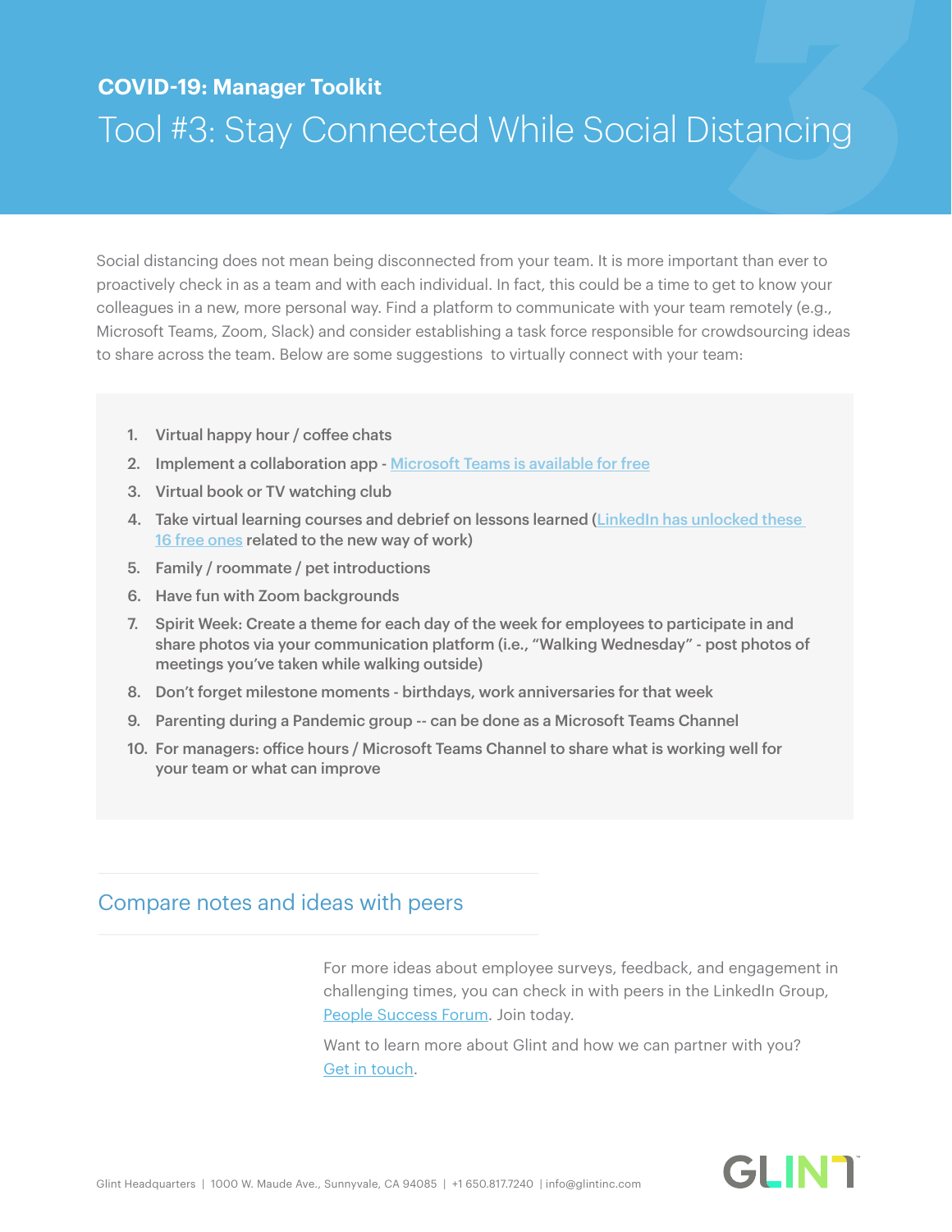**COVID-19: Manager Toolkit**

# Tool #3: Stay Connected While Social Distancing

Social distancing does not mean being disconnected from your team. It is more important than ever to proactively check in as a team and with each individual. In fact, this could be a time to get to know your colleagues in a new, more personal way. Find a platform to communicate with your team remotely (e.g., Microsoft Teams, Zoom, Slack) and consider establishing a task force responsible for crowdsourcing ideas to share across the team. Below are some suggestions to virtually connect with your team:

1. Virtual happy hour / coffee chats
2. Implement a collaboration app - Microsoft Teams is available for free
3. Virtual book or TV watching club
4. Take virtual learning courses and debrief on lessons learned (LinkedIn has unlocked these 16 free ones related to the new way of work)
5. Family / roommate / pet introductions
6. Have fun with Zoom backgrounds
7. Spirit Week: Create a theme for each day of the week for employees to participate in and share photos via your communication platform (i.e., "Walking Wednesday" - post photos of meetings you've taken while walking outside)
8. Don't forget milestone moments - birthdays, work anniversaries for that week
9. Parenting during a Pandemic group -- can be done as a Microsoft Teams Channel
10. For managers: office hours / Microsoft Teams Channel to share what is working well for your team or what can improve

## Compare notes and ideas with peers

For more ideas about employee surveys, feedback, and engagement in challenging times, you can check in with peers in the LinkedIn Group, People Success Forum. Join today.

Want to learn more about Glint and how we can partner with you? Get in touch.

Glint Headquarters | 1000 W. Maude Ave., Sunnyvale, CA 94085 | +1 650.817.7240 | info@glintinc.com

GLINT